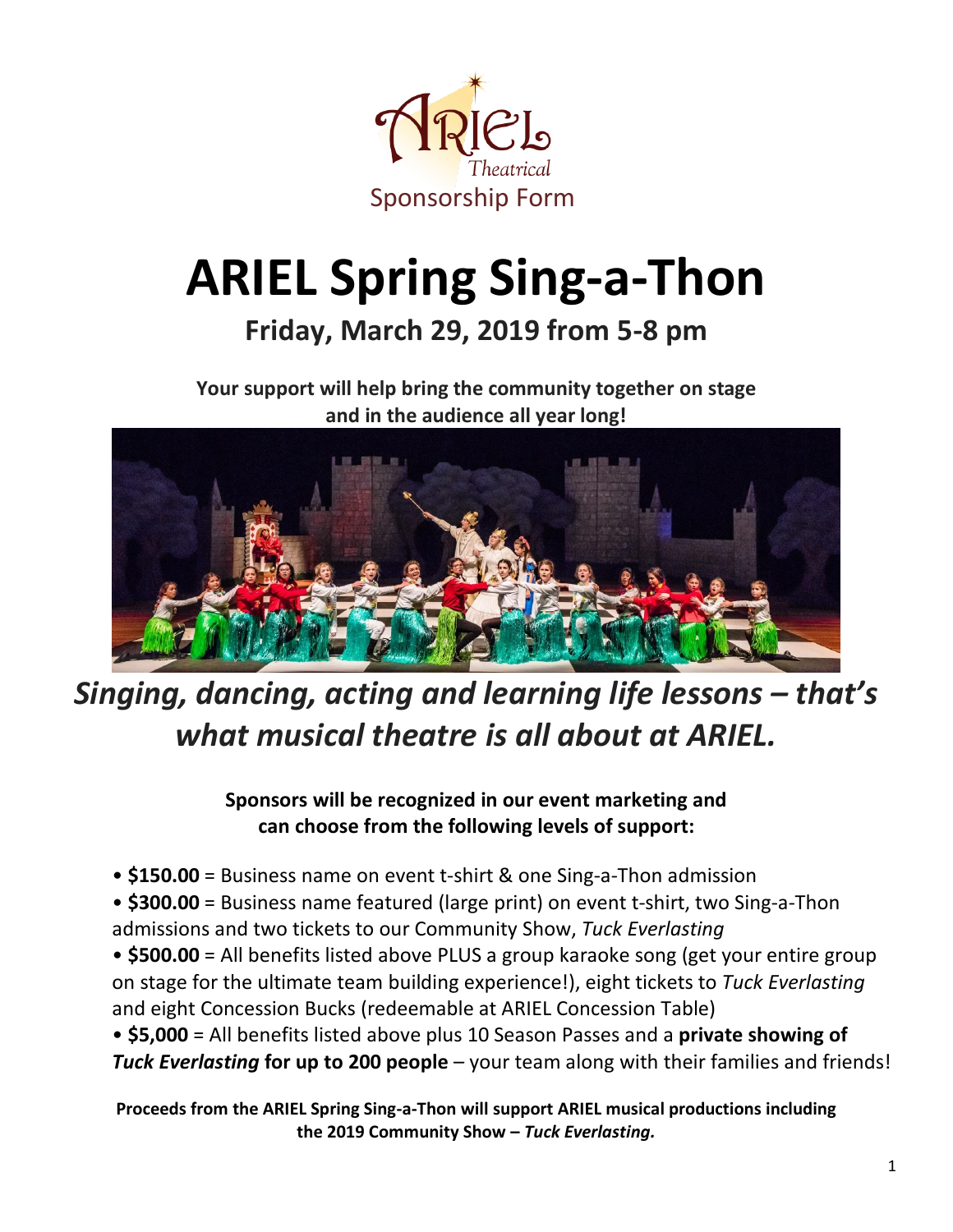ARIEL Theatrical

Sponsorship Form

# ARIEL Spring Sing-a-Thon

## Friday, March 29, 2019 from 5-8 pm

**Your support will help bring the community together on stage and in the audience all year long!**

## *Singing, dancing, acting and learning life lessons – that's what musical theatre is all about at ARIEL.*

**Sponsors will be recognized in our event marketing and can choose from the following levels of support:**

- **$150.00** = Business name on event t-shirt & one Sing-a-Thon admission
- **$300.00** = Business name featured (large print) on event t-shirt, two Sing-a-Thon admissions and two tickets to our Community Show, *Tuck Everlasting*
- **$500.00** = All benefits listed above PLUS a group karaoke song (get your entire group on stage for the ultimate team building experience!), eight tickets to *Tuck Everlasting* and eight Concession Bucks (redeemable at ARIEL Concession Table)
- **$5,000** = All benefits listed above plus 10 Season Passes and a **private showing of *Tuck Everlasting* for up to 200 people** – your team along with their families and friends!

**Proceeds from the ARIEL Spring Sing-a-Thon will support ARIEL musical productions including the 2019 Community Show – *Tuck Everlasting.***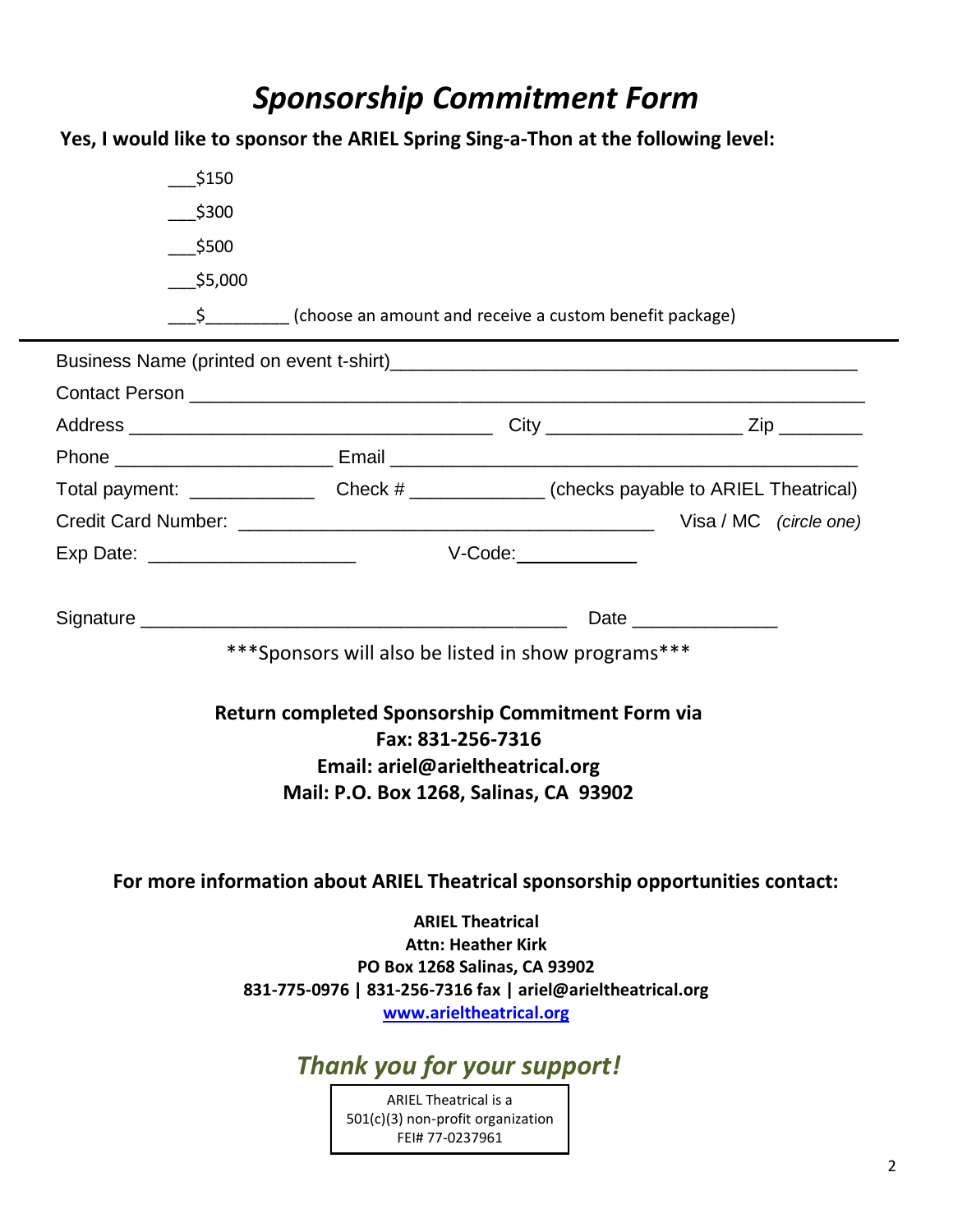# *Sponsorship Commitment Form*

**Yes, I would like to sponsor the ARIEL Spring Sing-a-Thon at the following level:**

___$150

___$300

___$500

___$5,000

___$_________ (choose an amount and receive a custom benefit package)

---

Business Name (printed on event t-shirt)____________________________________________

Contact Person ________________________________________________________________

Address __________________________________ City __________________ Zip ________

Phone ____________________ Email ____________________________________________

Total payment: ____________ Check # ____________ (checks payable to ARIEL Theatrical)

Credit Card Number: _______________________________________ Visa / MC *(circle one)*

Exp Date: ___________________ V-Code:___________

Signature ________________________________________ Date ______________

\*\*\*Sponsors will also be listed in show programs\*\*\*

**Return completed Sponsorship Commitment Form via**
**Fax: 831-256-7316**
**Email: ariel@arieltheatrical.org**
**Mail: P.O. Box 1268, Salinas, CA 93902**

**For more information about ARIEL Theatrical sponsorship opportunities contact:**

**ARIEL Theatrical**
**Attn: Heather Kirk**
**PO Box 1268 Salinas, CA 93902**
**831-775-0976 | 831-256-7316 fax | ariel@arieltheatrical.org**
**www.arieltheatrical.org**

## *Thank you for your support!*

ARIEL Theatrical is a
501(c)(3) non-profit organization
FEI# 77-0237961